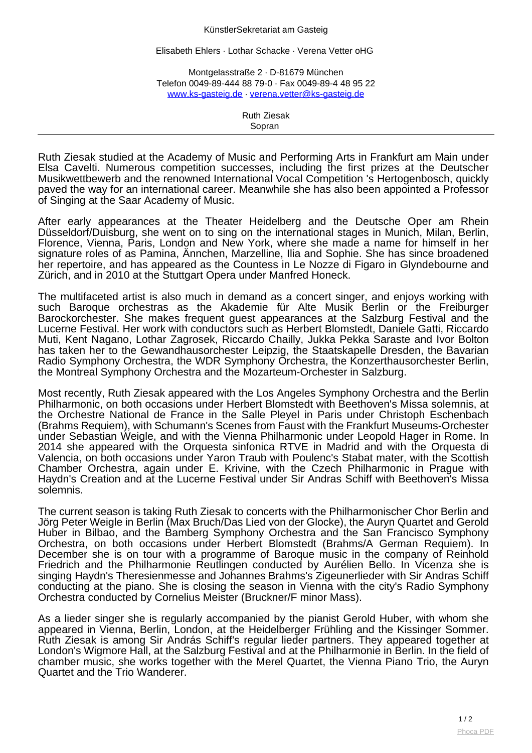KünstlerSekretariat am Gasteig

Elisabeth Ehlers · Lothar Schacke · Verena Vetter oHG

Montgelasstraße 2 · D-81679 München
Telefon 0049-89-444 88 79-0 · Fax 0049-89-4 48 95 22
www.ks-gasteig.de · verena.vetter@ks-gasteig.de

Ruth Ziesak
Sopran

---

Ruth Ziesak studied at the Academy of Music and Performing Arts in Frankfurt am Main under Elsa Cavelti. Numerous competition successes, including the first prizes at the Deutscher Musikwettbewerb and the renowned International Vocal Competition 's Hertogenbosch, quickly paved the way for an international career. Meanwhile she has also been appointed a Professor of Singing at the Saar Academy of Music.

After early appearances at the Theater Heidelberg and the Deutsche Oper am Rhein Düsseldorf/Duisburg, she went on to sing on the international stages in Munich, Milan, Berlin, Florence, Vienna, Paris, London and New York, where she made a name for himself in her signature roles of as Pamina, Ännchen, Marzelline, Ilia and Sophie. She has since broadened her repertoire, and has appeared as the Countess in Le Nozze di Figaro in Glyndebourne and Zürich, and in 2010 at the Stuttgart Opera under Manfred Honeck.

The multifaceted artist is also much in demand as a concert singer, and enjoys working with such Baroque orchestras as the Akademie für Alte Musik Berlin or the Freiburger Barockorchester. She makes frequent guest appearances at the Salzburg Festival and the Lucerne Festival. Her work with conductors such as Herbert Blomstedt, Daniele Gatti, Riccardo Muti, Kent Nagano, Lothar Zagrosek, Riccardo Chailly, Jukka Pekka Saraste and Ivor Bolton has taken her to the Gewandhausorchester Leipzig, the Staatskapelle Dresden, the Bavarian Radio Symphony Orchestra, the WDR Symphony Orchestra, the Konzerthausorchester Berlin, the Montreal Symphony Orchestra and the Mozarteum-Orchester in Salzburg.

Most recently, Ruth Ziesak appeared with the Los Angeles Symphony Orchestra and the Berlin Philharmonic, on both occasions under Herbert Blomstedt with Beethoven's Missa solemnis, at the Orchestre National de France in the Salle Pleyel in Paris under Christoph Eschenbach (Brahms Requiem), with Schumann's Scenes from Faust with the Frankfurt Museums-Orchester under Sebastian Weigle, and with the Vienna Philharmonic under Leopold Hager in Rome. In 2014 she appeared with the Orquesta sinfonica RTVE in Madrid and with the Orquesta di Valencia, on both occasions under Yaron Traub with Poulenc's Stabat mater, with the Scottish Chamber Orchestra, again under E. Krivine, with the Czech Philharmonic in Prague with Haydn's Creation and at the Lucerne Festival under Sir Andras Schiff with Beethoven's Missa solemnis.

The current season is taking Ruth Ziesak to concerts with the Philharmonischer Chor Berlin and Jörg Peter Weigle in Berlin (Max Bruch/Das Lied von der Glocke), the Auryn Quartet and Gerold Huber in Bilbao, and the Bamberg Symphony Orchestra and the San Francisco Symphony Orchestra, on both occasions under Herbert Blomstedt (Brahms/A German Requiem). In December she is on tour with a programme of Baroque music in the company of Reinhold Friedrich and the Philharmonie Reutlingen conducted by Aurélien Bello. In Vicenza she is singing Haydn's Theresienmesse and Johannes Brahms's Zigeunerlieder with Sir Andras Schiff conducting at the piano. She is closing the season in Vienna with the city's Radio Symphony Orchestra conducted by Cornelius Meister (Bruckner/F minor Mass).

As a lieder singer she is regularly accompanied by the pianist Gerold Huber, with whom she appeared in Vienna, Berlin, London, at the Heidelberger Frühling and the Kissinger Sommer. Ruth Ziesak is among Sir András Schiff's regular lieder partners. They appeared together at London's Wigmore Hall, at the Salzburg Festival and at the Philharmonie in Berlin. In the field of chamber music, she works together with the Merel Quartet, the Vienna Piano Trio, the Auryn Quartet and the Trio Wanderer.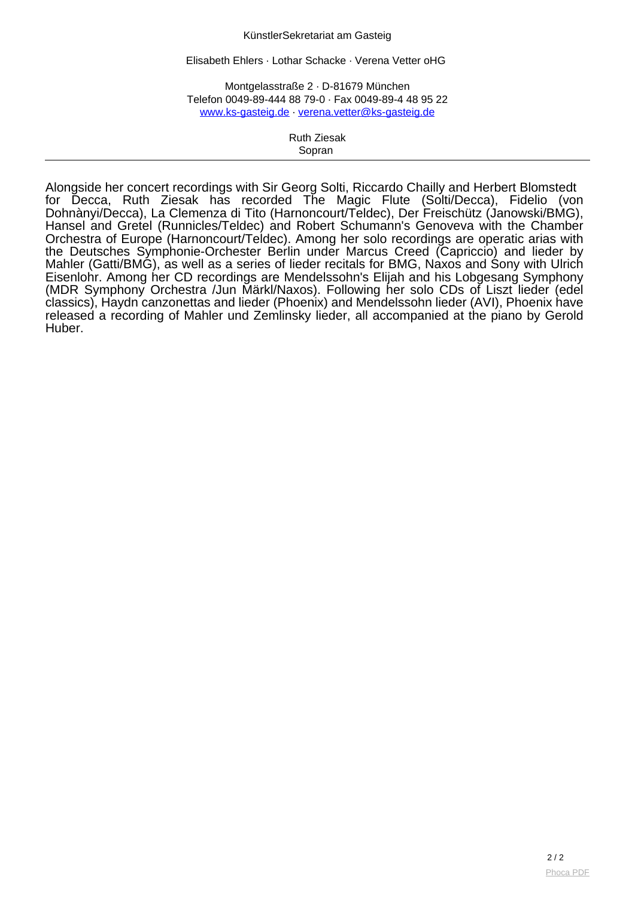KünstlerSekretariat am Gasteig

Elisabeth Ehlers · Lothar Schacke · Verena Vetter oHG

Montgelasstraße 2 · D-81679 München
Telefon 0049-89-444 88 79-0 · Fax 0049-89-4 48 95 22
www.ks-gasteig.de · verena.vetter@ks-gasteig.de

Ruth Ziesak
Sopran

---

Alongside her concert recordings with Sir Georg Solti, Riccardo Chailly and Herbert Blomstedt for Decca, Ruth Ziesak has recorded The Magic Flute (Solti/Decca), Fidelio (von Dohnànyi/Decca), La Clemenza di Tito (Harnoncourt/Teldec), Der Freischütz (Janowski/BMG), Hansel and Gretel (Runnicles/Teldec) and Robert Schumann's Genoveva with the Chamber Orchestra of Europe (Harnoncourt/Teldec). Among her solo recordings are operatic arias with the Deutsches Symphonie-Orchester Berlin under Marcus Creed (Capriccio) and lieder by Mahler (Gatti/BMG), as well as a series of lieder recitals for BMG, Naxos and Sony with Ulrich Eisenlohr. Among her CD recordings are Mendelssohn's Elijah and his Lobgesang Symphony (MDR Symphony Orchestra /Jun Märkl/Naxos). Following her solo CDs of Liszt lieder (edel classics), Haydn canzonettas and lieder (Phoenix) and Mendelssohn lieder (AVI), Phoenix have released a recording of Mahler und Zemlinsky lieder, all accompanied at the piano by Gerold Huber.